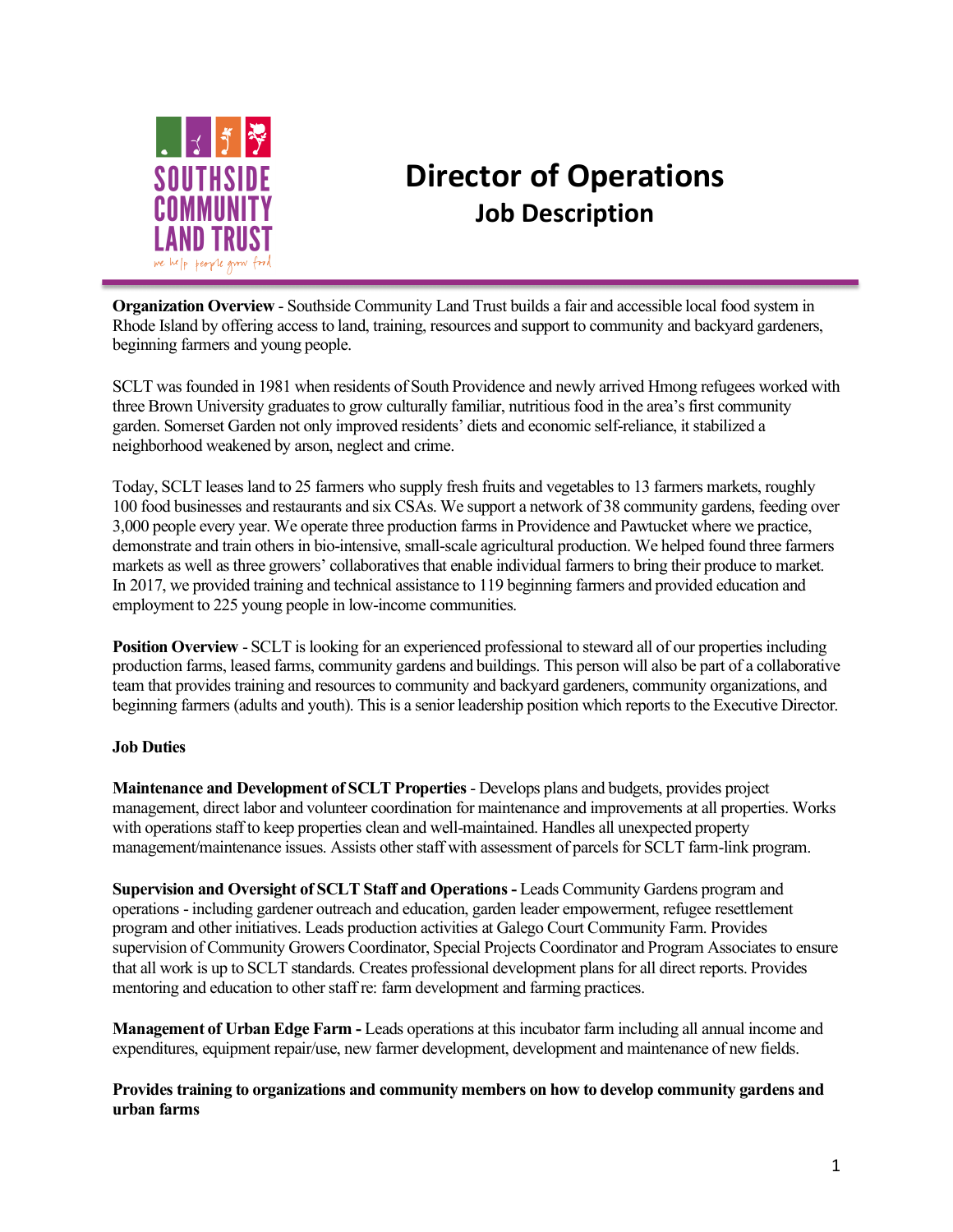SOUTHSIDE COMMUNITY LAND TRUST

we help people grow food

# Director of Operations

## Job Description

**Organization Overview** - Southside Community Land Trust builds a fair and accessible local food system in Rhode Island by offering access to land, training, resources and support to community and backyard gardeners, beginning farmers and young people.

SCLT was founded in 1981 when residents of South Providence and newly arrived Hmong refugees worked with three Brown University graduates to grow culturally familiar, nutritious food in the area's first community garden. Somerset Garden not only improved residents' diets and economic self-reliance, it stabilized a neighborhood weakened by arson, neglect and crime.

Today, SCLT leases land to 25 farmers who supply fresh fruits and vegetables to 13 farmers markets, roughly 100 food businesses and restaurants and six CSAs. We support a network of 38 community gardens, feeding over 3,000 people every year. We operate three production farms in Providence and Pawtucket where we practice, demonstrate and train others in bio-intensive, small-scale agricultural production. We helped found three farmers markets as well as three growers' collaboratives that enable individual farmers to bring their produce to market. In 2017, we provided training and technical assistance to 119 beginning farmers and provided education and employment to 225 young people in low-income communities.

**Position Overview** - SCLT is looking for an experienced professional to steward all of our properties including production farms, leased farms, community gardens and buildings. This person will also be part of a collaborative team that provides training and resources to community and backyard gardeners, community organizations, and beginning farmers (adults and youth). This is a senior leadership position which reports to the Executive Director.

**Job Duties**

**Maintenance and Development of SCLT Properties** - Develops plans and budgets, provides project management, direct labor and volunteer coordination for maintenance and improvements at all properties. Works with operations staff to keep properties clean and well-maintained. Handles all unexpected property management/maintenance issues. Assists other staff with assessment of parcels for SCLT farm-link program.

**Supervision and Oversight of SCLT Staff and Operations -** Leads Community Gardens program and operations - including gardener outreach and education, garden leader empowerment, refugee resettlement program and other initiatives. Leads production activities at Galego Court Community Farm. Provides supervision of Community Growers Coordinator, Special Projects Coordinator and Program Associates to ensure that all work is up to SCLT standards. Creates professional development plans for all direct reports. Provides mentoring and education to other staff re: farm development and farming practices.

**Management of Urban Edge Farm -** Leads operations at this incubator farm including all annual income and expenditures, equipment repair/use, new farmer development, development and maintenance of new fields.

**Provides training to organizations and community members on how to develop community gardens and urban farms**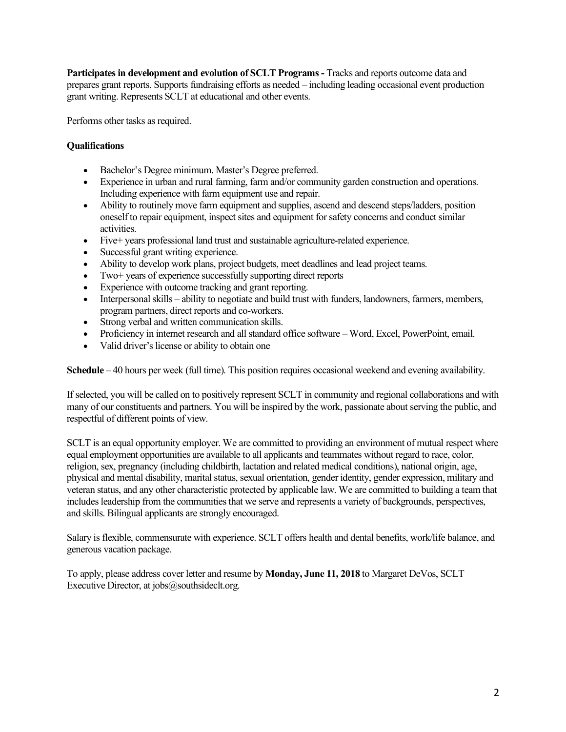**Participates in development and evolution of SCLT Programs -** Tracks and reports outcome data and prepares grant reports. Supports fundraising efforts as needed – including leading occasional event production grant writing. Represents SCLT at educational and other events.

Performs other tasks as required.

**Qualifications**

- Bachelor's Degree minimum. Master's Degree preferred.
- Experience in urban and rural farming, farm and/or community garden construction and operations. Including experience with farm equipment use and repair.
- Ability to routinely move farm equipment and supplies, ascend and descend steps/ladders, position oneself to repair equipment, inspect sites and equipment for safety concerns and conduct similar activities.
- Five+ years professional land trust and sustainable agriculture-related experience.
- Successful grant writing experience.
- Ability to develop work plans, project budgets, meet deadlines and lead project teams.
- Two+ years of experience successfully supporting direct reports
- Experience with outcome tracking and grant reporting.
- Interpersonal skills – ability to negotiate and build trust with funders, landowners, farmers, members, program partners, direct reports and co-workers.
- Strong verbal and written communication skills.
- Proficiency in internet research and all standard office software – Word, Excel, PowerPoint, email.
- Valid driver's license or ability to obtain one

**Schedule** – 40 hours per week (full time). This position requires occasional weekend and evening availability.

If selected, you will be called on to positively represent SCLT in community and regional collaborations and with many of our constituents and partners. You will be inspired by the work, passionate about serving the public, and respectful of different points of view.

SCLT is an equal opportunity employer. We are committed to providing an environment of mutual respect where equal employment opportunities are available to all applicants and teammates without regard to race, color, religion, sex, pregnancy (including childbirth, lactation and related medical conditions), national origin, age, physical and mental disability, marital status, sexual orientation, gender identity, gender expression, military and veteran status, and any other characteristic protected by applicable law. We are committed to building a team that includes leadership from the communities that we serve and represents a variety of backgrounds, perspectives, and skills. Bilingual applicants are strongly encouraged.

Salary is flexible, commensurate with experience. SCLT offers health and dental benefits, work/life balance, and generous vacation package.

To apply, please address cover letter and resume by **Monday, June 11, 2018** to Margaret DeVos, SCLT Executive Director, at jobs@southsideclt.org.